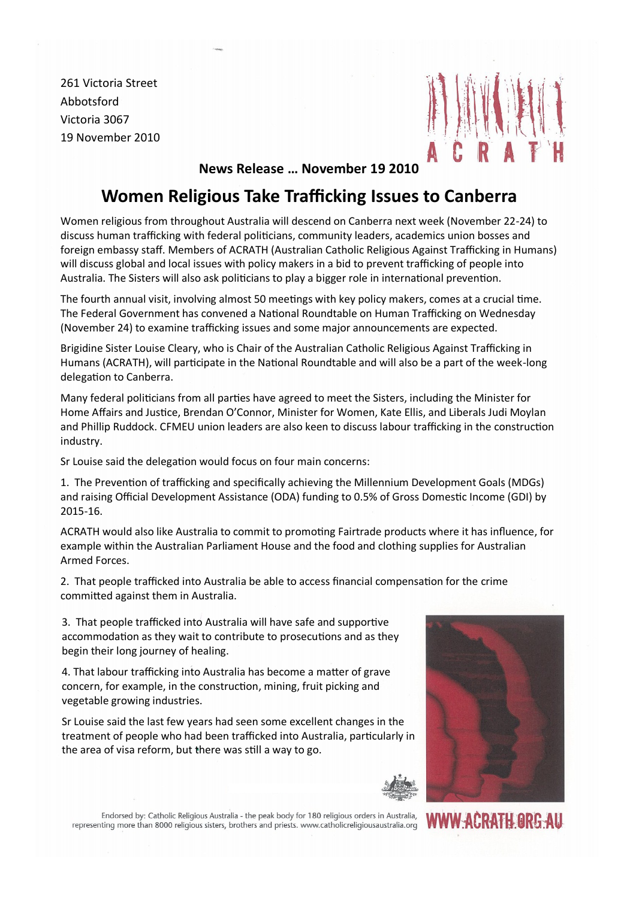261 Victoria Street
Abbotsford
Victoria 3067
19 November 2010

ACRATH

**News Release … November 19 2010**

# Women Religious Take Trafficking Issues to Canberra

Women religious from throughout Australia will descend on Canberra next week (November 22-24) to discuss human trafficking with federal politicians, community leaders, academics union bosses and foreign embassy staff. Members of ACRATH (Australian Catholic Religious Against Trafficking in Humans) will discuss global and local issues with policy makers in a bid to prevent trafficking of people into Australia. The Sisters will also ask politicians to play a bigger role in international prevention.

The fourth annual visit, involving almost 50 meetings with key policy makers, comes at a crucial time. The Federal Government has convened a National Roundtable on Human Trafficking on Wednesday (November 24) to examine trafficking issues and some major announcements are expected.

Brigidine Sister Louise Cleary, who is Chair of the Australian Catholic Religious Against Trafficking in Humans (ACRATH), will participate in the National Roundtable and will also be a part of the week-long delegation to Canberra.

Many federal politicians from all parties have agreed to meet the Sisters, including the Minister for Home Affairs and Justice, Brendan O'Connor, Minister for Women, Kate Ellis, and Liberals Judi Moylan and Phillip Ruddock. CFMEU union leaders are also keen to discuss labour trafficking in the construction industry.

Sr Louise said the delegation would focus on four main concerns:

1. The Prevention of trafficking and specifically achieving the Millennium Development Goals (MDGs) and raising Official Development Assistance (ODA) funding to 0.5% of Gross Domestic Income (GDI) by 2015-16.

ACRATH would also like Australia to commit to promoting Fairtrade products where it has influence, for example within the Australian Parliament House and the food and clothing supplies for Australian Armed Forces.

2. That people trafficked into Australia be able to access financial compensation for the crime committed against them in Australia.

3. That people trafficked into Australia will have safe and supportive accommodation as they wait to contribute to prosecutions and as they begin their long journey of healing.

4. That labour trafficking into Australia has become a matter of grave concern, for example, in the construction, mining, fruit picking and vegetable growing industries.

Sr Louise said the last few years had seen some excellent changes in the treatment of people who had been trafficked into Australia, particularly in the area of visa reform, but there was still a way to go.

Endorsed by: Catholic Religious Australia - the peak body for 180 religious orders in Australia, representing more than 8000 religious sisters, brothers and priests. www.catholicreligiousaustralia.org

WWW.ACRATH.ORG.AU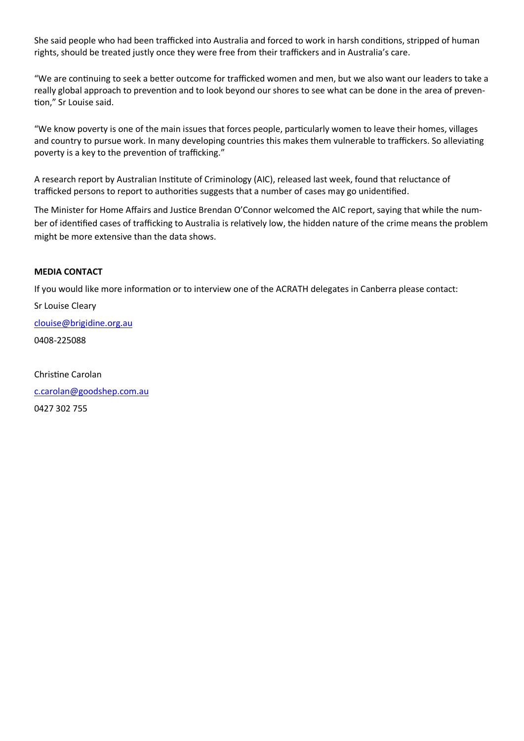She said people who had been trafficked into Australia and forced to work in harsh conditions, stripped of human rights, should be treated justly once they were free from their traffickers and in Australia's care.

"We are continuing to seek a better outcome for trafficked women and men, but we also want our leaders to take a really global approach to prevention and to look beyond our shores to see what can be done in the area of prevention," Sr Louise said.

"We know poverty is one of the main issues that forces people, particularly women to leave their homes, villages and country to pursue work. In many developing countries this makes them vulnerable to traffickers. So alleviating poverty is a key to the prevention of trafficking."

A research report by Australian Institute of Criminology (AIC), released last week, found that reluctance of trafficked persons to report to authorities suggests that a number of cases may go unidentified.

The Minister for Home Affairs and Justice Brendan O'Connor welcomed the AIC report, saying that while the number of identified cases of trafficking to Australia is relatively low, the hidden nature of the crime means the problem might be more extensive than the data shows.

**MEDIA CONTACT**

If you would like more information or to interview one of the ACRATH delegates in Canberra please contact:

Sr Louise Cleary

clouise@brigidine.org.au

0408-225088

Christine Carolan

c.carolan@goodshep.com.au

0427 302 755